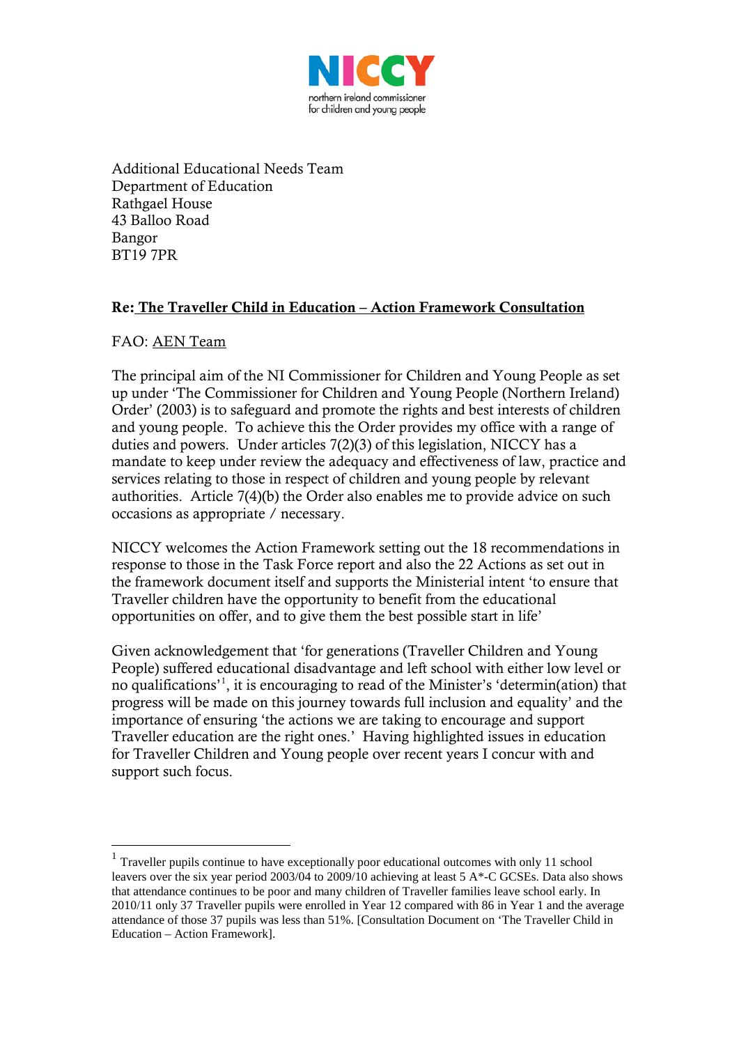NICCY

northern ireland commissioner for children and young people

Additional Educational Needs Team
Department of Education
Rathgael House
43 Balloo Road
Bangor
BT19 7PR

**Re: The Traveller Child in Education – Action Framework Consultation**

FAO: AEN Team

The principal aim of the NI Commissioner for Children and Young People as set up under 'The Commissioner for Children and Young People (Northern Ireland) Order' (2003) is to safeguard and promote the rights and best interests of children and young people. To achieve this the Order provides my office with a range of duties and powers. Under articles 7(2)(3) of this legislation, NICCY has a mandate to keep under review the adequacy and effectiveness of law, practice and services relating to those in respect of children and young people by relevant authorities. Article 7(4)(b) the Order also enables me to provide advice on such occasions as appropriate / necessary.

NICCY welcomes the Action Framework setting out the 18 recommendations in response to those in the Task Force report and also the 22 Actions as set out in the framework document itself and supports the Ministerial intent 'to ensure that Traveller children have the opportunity to benefit from the educational opportunities on offer, and to give them the best possible start in life'

Given acknowledgement that 'for generations (Traveller Children and Young People) suffered educational disadvantage and left school with either low level or no qualifications'[1], it is encouraging to read of the Minister's 'determin(ation) that progress will be made on this journey towards full inclusion and equality' and the importance of ensuring 'the actions we are taking to encourage and support Traveller education are the right ones.' Having highlighted issues in education for Traveller Children and Young people over recent years I concur with and support such focus.

[1] Traveller pupils continue to have exceptionally poor educational outcomes with only 11 school leavers over the six year period 2003/04 to 2009/10 achieving at least 5 A*-C GCSEs. Data also shows that attendance continues to be poor and many children of Traveller families leave school early. In 2010/11 only 37 Traveller pupils were enrolled in Year 12 compared with 86 in Year 1 and the average attendance of those 37 pupils was less than 51%. [Consultation Document on 'The Traveller Child in Education – Action Framework].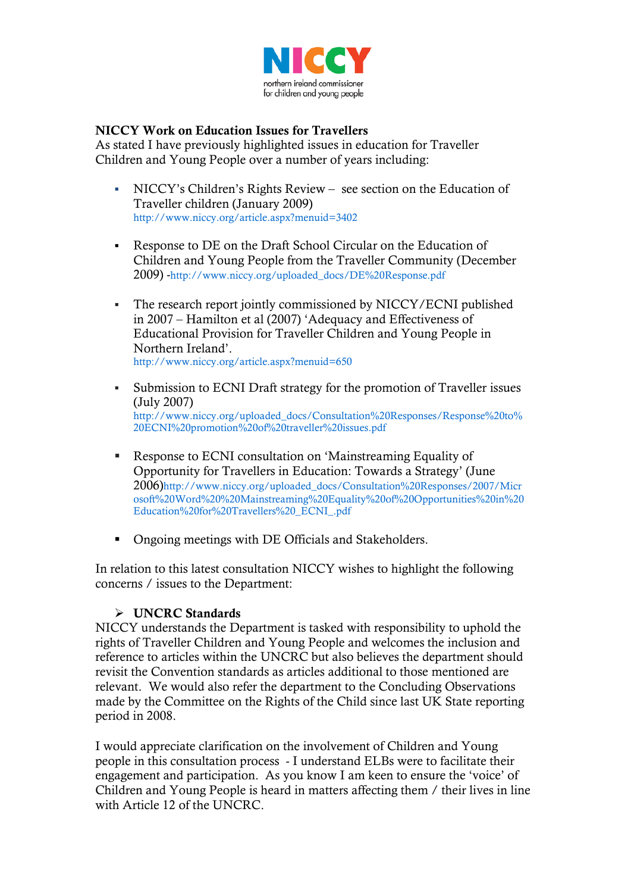**NICCY Work on Education Issues for Travellers**

As stated I have previously highlighted issues in education for Traveller Children and Young People over a number of years including:

- NICCY's Children's Rights Review – see section on the Education of Traveller children (January 2009) http://www.niccy.org/article.aspx?menuid=3402
- Response to DE on the Draft School Circular on the Education of Children and Young People from the Traveller Community (December 2009) -http://www.niccy.org/uploaded_docs/DE%20Response.pdf
- The research report jointly commissioned by NICCY/ECNI published in 2007 – Hamilton et al (2007) 'Adequacy and Effectiveness of Educational Provision for Traveller Children and Young People in Northern Ireland'. http://www.niccy.org/article.aspx?menuid=650
- Submission to ECNI Draft strategy for the promotion of Traveller issues (July 2007) http://www.niccy.org/uploaded_docs/Consultation%20Responses/Response%20to%20ECNI%20promotion%20of%20traveller%20issues.pdf
- Response to ECNI consultation on 'Mainstreaming Equality of Opportunity for Travellers in Education: Towards a Strategy' (June 2006)http://www.niccy.org/uploaded_docs/Consultation%20Responses/2007/Microsoft%20Word%20%20Mainstreaming%20Equality%20of%20Opportunities%20in%20Education%20for%20Travellers%20_ECNI_.pdf
- Ongoing meetings with DE Officials and Stakeholders.

In relation to this latest consultation NICCY wishes to highlight the following concerns / issues to the Department:

- **UNCRC Standards**

NICCY understands the Department is tasked with responsibility to uphold the rights of Traveller Children and Young People and welcomes the inclusion and reference to articles within the UNCRC but also believes the department should revisit the Convention standards as articles additional to those mentioned are relevant. We would also refer the department to the Concluding Observations made by the Committee on the Rights of the Child since last UK State reporting period in 2008.

I would appreciate clarification on the involvement of Children and Young people in this consultation process - I understand ELBs were to facilitate their engagement and participation. As you know I am keen to ensure the 'voice' of Children and Young People is heard in matters affecting them / their lives in line with Article 12 of the UNCRC.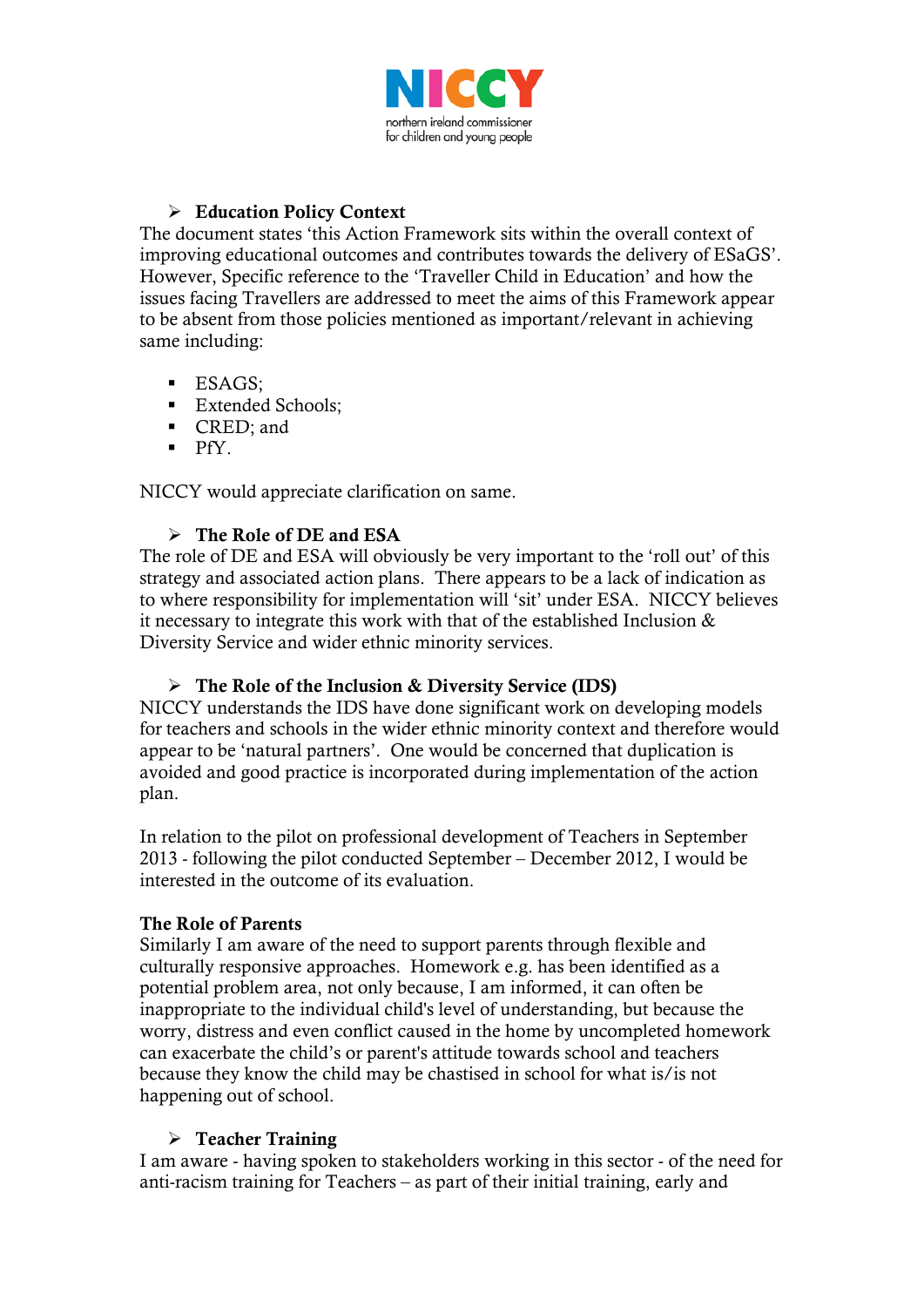**Education Policy Context**

The document states 'this Action Framework sits within the overall context of improving educational outcomes and contributes towards the delivery of ESaGS'. However, Specific reference to the 'Traveller Child in Education' and how the issues facing Travellers are addressed to meet the aims of this Framework appear to be absent from those policies mentioned as important/relevant in achieving same including:

- ESAGS;
- Extended Schools;
- CRED; and
- PfY.

NICCY would appreciate clarification on same.

**The Role of DE and ESA**

The role of DE and ESA will obviously be very important to the 'roll out' of this strategy and associated action plans. There appears to be a lack of indication as to where responsibility for implementation will 'sit' under ESA. NICCY believes it necessary to integrate this work with that of the established Inclusion & Diversity Service and wider ethnic minority services.

**The Role of the Inclusion & Diversity Service (IDS)**

NICCY understands the IDS have done significant work on developing models for teachers and schools in the wider ethnic minority context and therefore would appear to be 'natural partners'. One would be concerned that duplication is avoided and good practice is incorporated during implementation of the action plan.

In relation to the pilot on professional development of Teachers in September 2013 - following the pilot conducted September – December 2012, I would be interested in the outcome of its evaluation.

**The Role of Parents**

Similarly I am aware of the need to support parents through flexible and culturally responsive approaches. Homework e.g. has been identified as a potential problem area, not only because, I am informed, it can often be inappropriate to the individual child's level of understanding, but because the worry, distress and even conflict caused in the home by uncompleted homework can exacerbate the child's or parent's attitude towards school and teachers because they know the child may be chastised in school for what is/is not happening out of school.

**Teacher Training**

I am aware - having spoken to stakeholders working in this sector - of the need for anti-racism training for Teachers – as part of their initial training, early and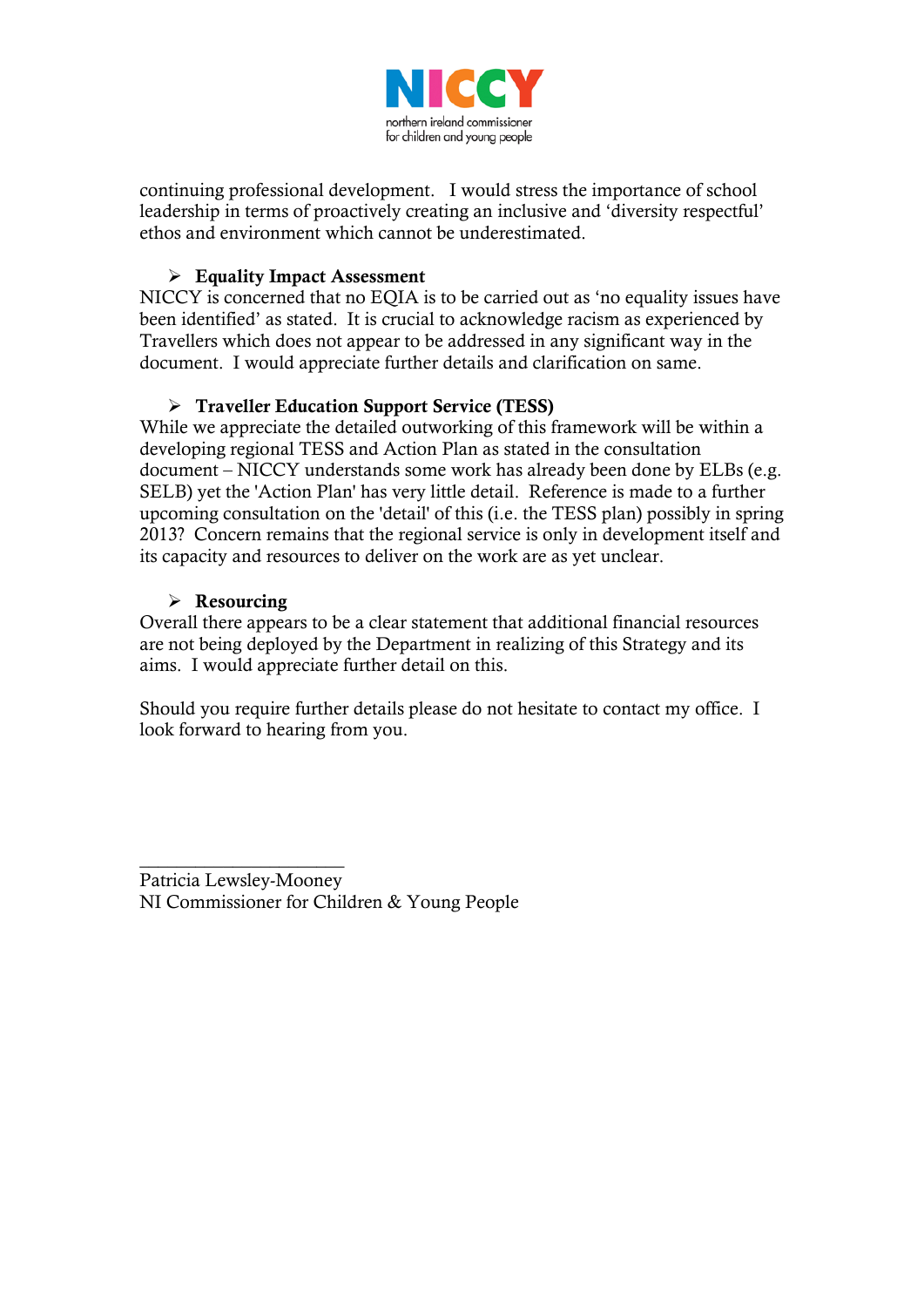continuing professional development. I would stress the importance of school leadership in terms of proactively creating an inclusive and 'diversity respectful' ethos and environment which cannot be underestimated.

- **Equality Impact Assessment**

NICCY is concerned that no EQIA is to be carried out as 'no equality issues have been identified' as stated. It is crucial to acknowledge racism as experienced by Travellers which does not appear to be addressed in any significant way in the document. I would appreciate further details and clarification on same.

- **Traveller Education Support Service (TESS)**

While we appreciate the detailed outworking of this framework will be within a developing regional TESS and Action Plan as stated in the consultation document – NICCY understands some work has already been done by ELBs (e.g. SELB) yet the 'Action Plan' has very little detail. Reference is made to a further upcoming consultation on the 'detail' of this (i.e. the TESS plan) possibly in spring 2013? Concern remains that the regional service is only in development itself and its capacity and resources to deliver on the work are as yet unclear.

- **Resourcing**

Overall there appears to be a clear statement that additional financial resources are not being deployed by the Department in realizing of this Strategy and its aims. I would appreciate further detail on this.

Should you require further details please do not hesitate to contact my office. I look forward to hearing from you.

\_\_\_\_\_\_\_\_\_\_\_\_\_\_\_\_\_\_\_\_\_\_\_\_

Patricia Lewsley-Mooney
NI Commissioner for Children & Young People